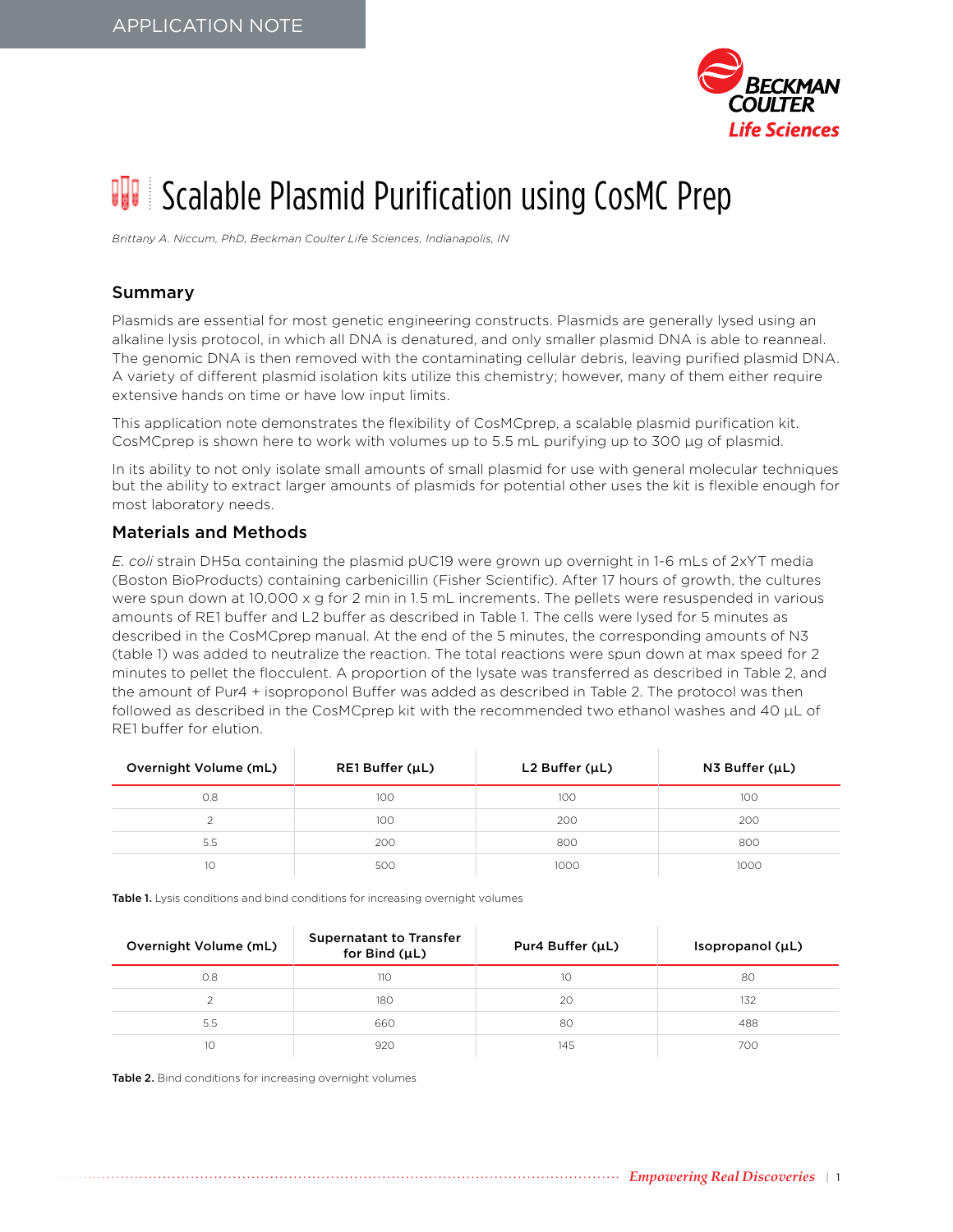APPLICATION NOTE

# Scalable Plasmid Purification using CosMC Prep

*Brittany A. Niccum, PhD, Beckman Coulter Life Sciences, Indianapolis, IN*

## Summary

Plasmids are essential for most genetic engineering constructs. Plasmids are generally lysed using an alkaline lysis protocol, in which all DNA is denatured, and only smaller plasmid DNA is able to reanneal. The genomic DNA is then removed with the contaminating cellular debris, leaving purified plasmid DNA. A variety of different plasmid isolation kits utilize this chemistry; however, many of them either require extensive hands on time or have low input limits.

This application note demonstrates the flexibility of CosMCprep, a scalable plasmid purification kit. CosMCprep is shown here to work with volumes up to 5.5 mL purifying up to 300 µg of plasmid.

In its ability to not only isolate small amounts of small plasmid for use with general molecular techniques but the ability to extract larger amounts of plasmids for potential other uses the kit is flexible enough for most laboratory needs.

## Materials and Methods

*E. coli* strain DH5α containing the plasmid pUC19 were grown up overnight in 1-6 mLs of 2xYT media (Boston BioProducts) containing carbenicillin (Fisher Scientific). After 17 hours of growth, the cultures were spun down at 10,000 x g for 2 min in 1.5 mL increments. The pellets were resuspended in various amounts of RE1 buffer and L2 buffer as described in Table 1. The cells were lysed for 5 minutes as described in the CosMCprep manual. At the end of the 5 minutes, the corresponding amounts of N3 (table 1) was added to neutralize the reaction. The total reactions were spun down at max speed for 2 minutes to pellet the flocculent. A proportion of the lysate was transferred as described in Table 2, and the amount of Pur4 + isoproponol Buffer was added as described in Table 2. The protocol was then followed as described in the CosMCprep kit with the recommended two ethanol washes and 40 µL of RE1 buffer for elution.

| Overnight Volume (mL) | RE1 Buffer (µL) | L2 Buffer (µL) | N3 Buffer (µL) |
|---|---|---|---|
| 0.8 | 100 | 100 | 100 |
| 2 | 100 | 200 | 200 |
| 5.5 | 200 | 800 | 800 |
| 10 | 500 | 1000 | 1000 |

**Table 1.** Lysis conditions and bind conditions for increasing overnight volumes

| Overnight Volume (mL) | Supernatant to Transfer for Bind (µL) | Pur4 Buffer (µL) | Isopropanol (µL) |
|---|---|---|---|
| 0.8 | 110 | 10 | 80 |
| 2 | 180 | 20 | 132 |
| 5.5 | 660 | 80 | 488 |
| 10 | 920 | 145 | 700 |

**Table 2.** Bind conditions for increasing overnight volumes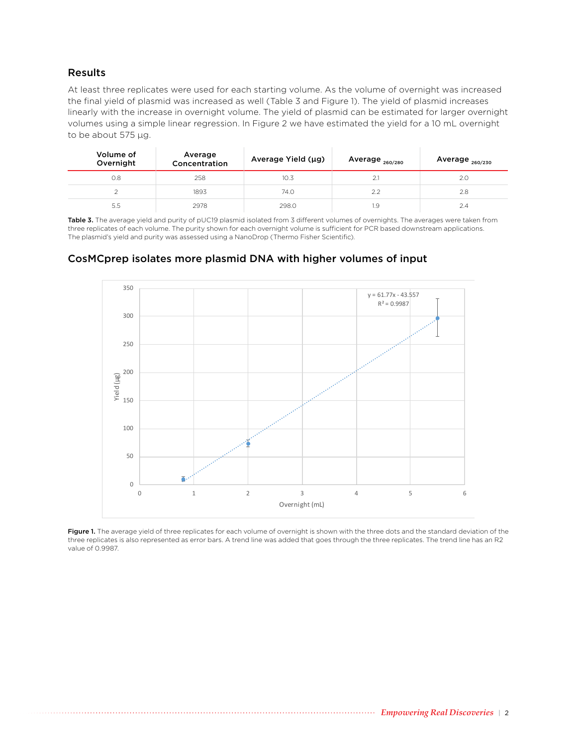## Results

At least three replicates were used for each starting volume. As the volume of overnight was increased the final yield of plasmid was increased as well (Table 3 and Figure 1). The yield of plasmid increases linearly with the increase in overnight volume. The yield of plasmid can be estimated for larger overnight volumes using a simple linear regression. In Figure 2 we have estimated the yield for a 10 mL overnight to be about 575 µg.

| Volume of Overnight | Average Concentration | Average Yield (µg) | Average $_{260/280}$ | Average $_{260/230}$ |
|---|---|---|---|---|
| 0.8 | 258 | 10.3 | 2.1 | 2.0 |
| 2 | 1893 | 74.0 | 2.2 | 2.8 |
| 5.5 | 2978 | 298.0 | 1.9 | 2.4 |

**Table 3.** The average yield and purity of pUC19 plasmid isolated from 3 different volumes of overnights. The averages were taken from three replicates of each volume. The purity shown for each overnight volume is sufficient for PCR based downstream applications. The plasmid's yield and purity was assessed using a NanoDrop (Thermo Fisher Scientific).

## CosMCprep isolates more plasmid DNA with higher volumes of input

**Figure 1.** The average yield of three replicates for each volume of overnight is shown with the three dots and the standard deviation of the three replicates is also represented as error bars. A trend line was added that goes through the three replicates. The trend line has an R2 value of 0.9987.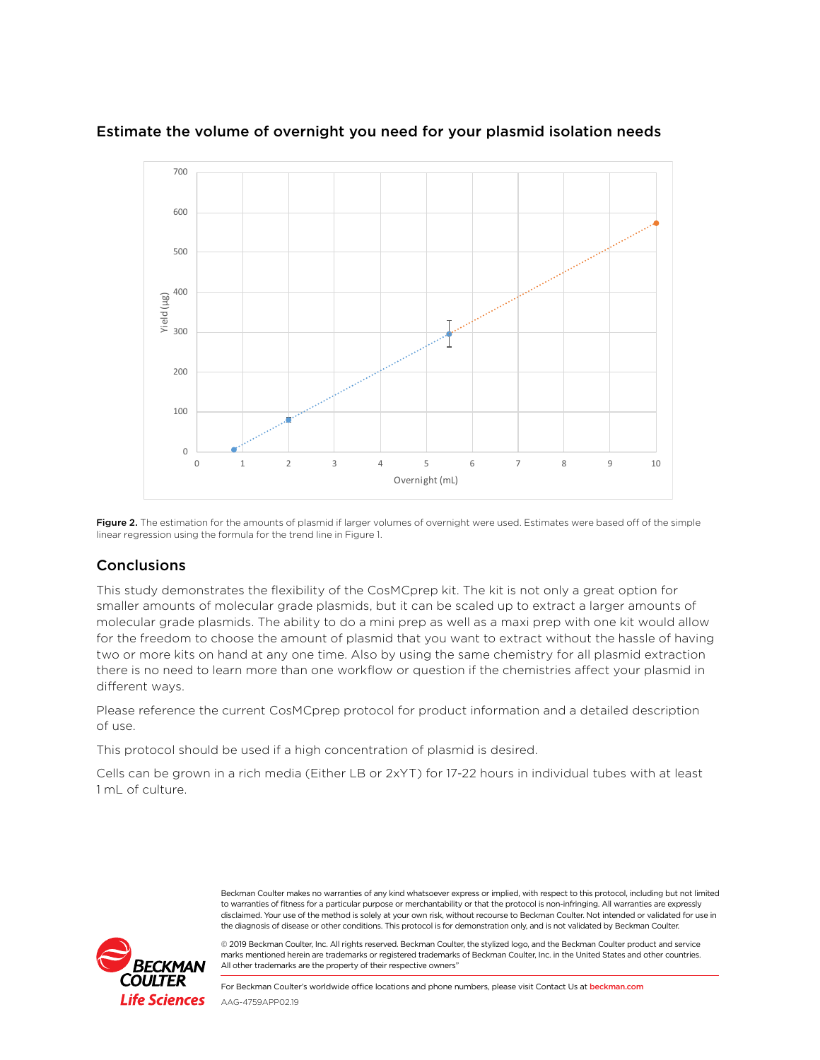### Estimate the volume of overnight you need for your plasmid isolation needs

Yield (µg)

700
600
500
400
300
200
100
0

0 1 2 3 4 5 6 7 8 9 10

Overnight (mL)

**Figure 2.** The estimation for the amounts of plasmid if larger volumes of overnight were used. Estimates were based off of the simple linear regression using the formula for the trend line in Figure 1.

## Conclusions

This study demonstrates the flexibility of the CosMCprep kit. The kit is not only a great option for smaller amounts of molecular grade plasmids, but it can be scaled up to extract a larger amounts of molecular grade plasmids. The ability to do a mini prep as well as a maxi prep with one kit would allow for the freedom to choose the amount of plasmid that you want to extract without the hassle of having two or more kits on hand at any one time. Also by using the same chemistry for all plasmid extraction there is no need to learn more than one workflow or question if the chemistries affect your plasmid in different ways.

Please reference the current CosMCprep protocol for product information and a detailed description of use.

This protocol should be used if a high concentration of plasmid is desired.

Cells can be grown in a rich media (Either LB or 2xYT) for 17-22 hours in individual tubes with at least 1 mL of culture.

Beckman Coulter makes no warranties of any kind whatsoever express or implied, with respect to this protocol, including but not limited to warranties of fitness for a particular purpose or merchantability or that the protocol is non-infringing. All warranties are expressly disclaimed. Your use of the method is solely at your own risk, without recourse to Beckman Coulter. Not intended or validated for use in the diagnosis of disease or other conditions. This protocol is for demonstration only, and is not validated by Beckman Coulter.

© 2019 Beckman Coulter, Inc. All rights reserved. Beckman Coulter, the stylized logo, and the Beckman Coulter product and service marks mentioned herein are trademarks or registered trademarks of Beckman Coulter, Inc. in the United States and other countries. All other trademarks are the property of their respective owners"

For Beckman Coulter's worldwide office locations and phone numbers, please visit Contact Us at beckman.com

AAG-4759APP02.19